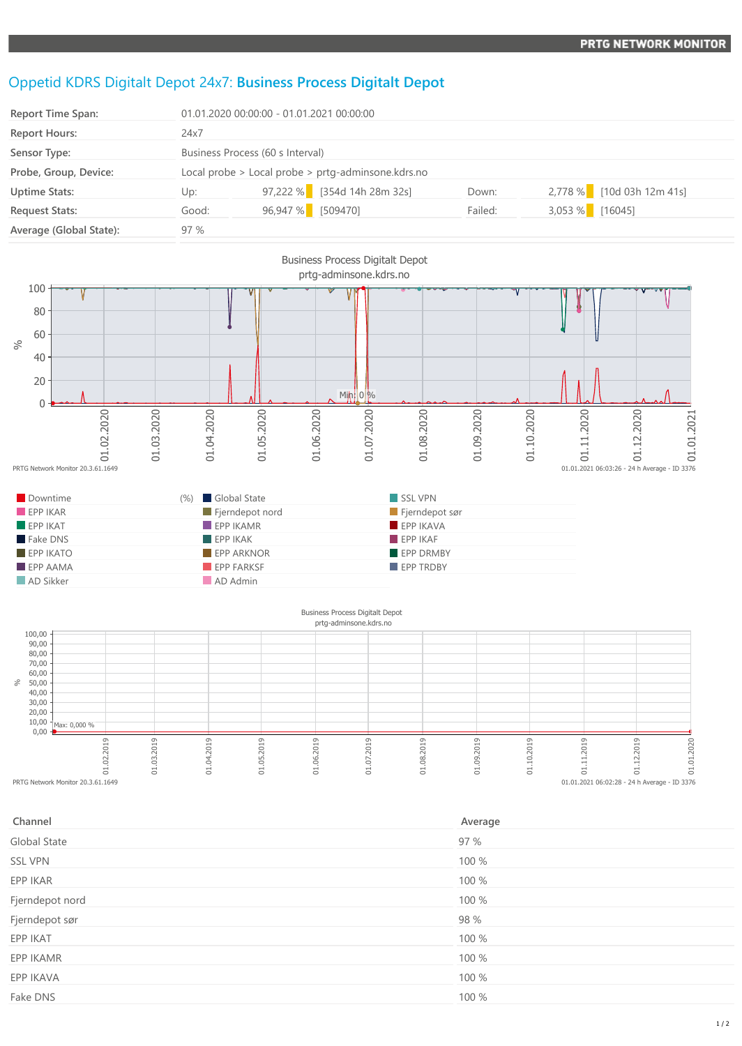PRTG NETWORK MONITOR

# Oppetid KDRS Digitalt Depot 24x7: **Business Process Digitalt Depot**

| | | | | | |
|---|---|---|---|---|---|
| **Report Time Span:** | 01.01.2020 00:00:00 - 01.01.2021 00:00:00 | | | | |
| **Report Hours:** | 24x7 | | | | |
| **Sensor Type:** | Business Process (60 s Interval) | | | | |
| **Probe, Group, Device:** | Local probe > Local probe > prtg-adminsone.kdrs.no | | | | |
| **Uptime Stats:** | Up: 97,222 % | [354d 14h 28m 32s] | Down: | 2,778 % | [10d 03h 12m 41s] |
| **Request Stats:** | Good: 96,947 % | [509470] | Failed: | 3,053 % | [16045] |
| **Average (Global State):** | 97 % | | | | |

Business Process Digitalt Depot
prtg-adminsone.kdrs.no

PRTG Network Monitor 20.3.61.1649 — 01.01.2021 06:03:26 - 24 h Average - ID 3376

Legend (%): Downtime, Global State, SSL VPN, EPP IKAR, Fjerndepot nord, Fjerndepot sør, EPP IKAT, EPP IKAMR, EPP IKAVA, Fake DNS, EPP IKAK, EPP IKAF, EPP IKATO, EPP ARKNOR, EPP DRMBY, EPP AAMA, EPP FARKSF, EPP TRDBY, AD Sikker, AD Admin

Business Process Digitalt Depot
prtg-adminsone.kdrs.no

PRTG Network Monitor 20.3.61.1649 — 01.01.2021 06:02:28 - 24 h Average - ID 3376

| Channel | Average |
|---|---|
| Global State | 97 % |
| SSL VPN | 100 % |
| EPP IKAR | 100 % |
| Fjerndepot nord | 100 % |
| Fjerndepot sør | 98 % |
| EPP IKAT | 100 % |
| EPP IKAMR | 100 % |
| EPP IKAVA | 100 % |
| Fake DNS | 100 % |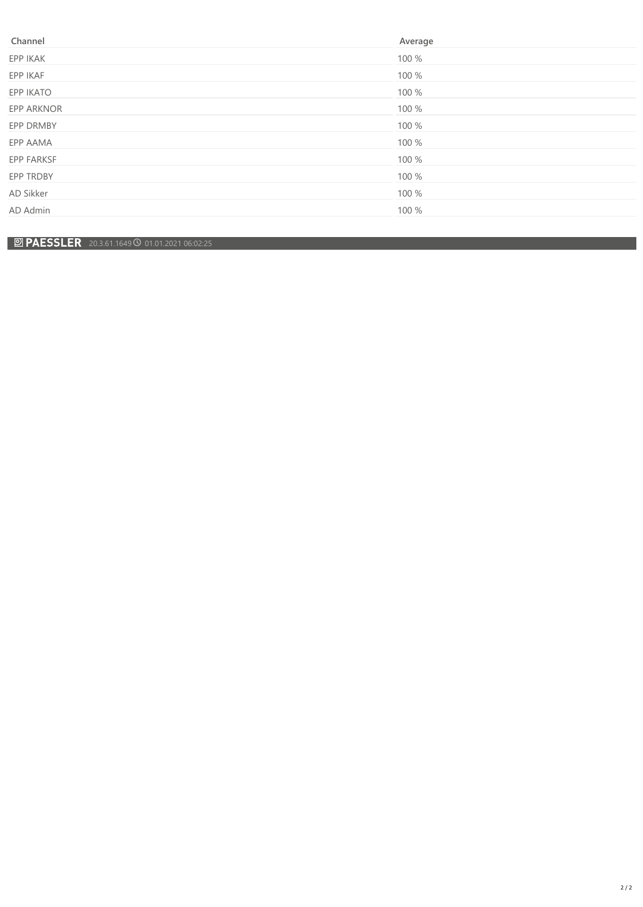| Channel | Average |
| --- | --- |
| EPP IKAK | 100 % |
| EPP IKAF | 100 % |
| EPP IKATO | 100 % |
| EPP ARKNOR | 100 % |
| EPP DRMBY | 100 % |
| EPP AAMA | 100 % |
| EPP FARKSF | 100 % |
| EPP TRDBY | 100 % |
| AD Sikker | 100 % |
| AD Admin | 100 % |

PAESSLER 20.3.61.1649 01.01.2021 06:02:25